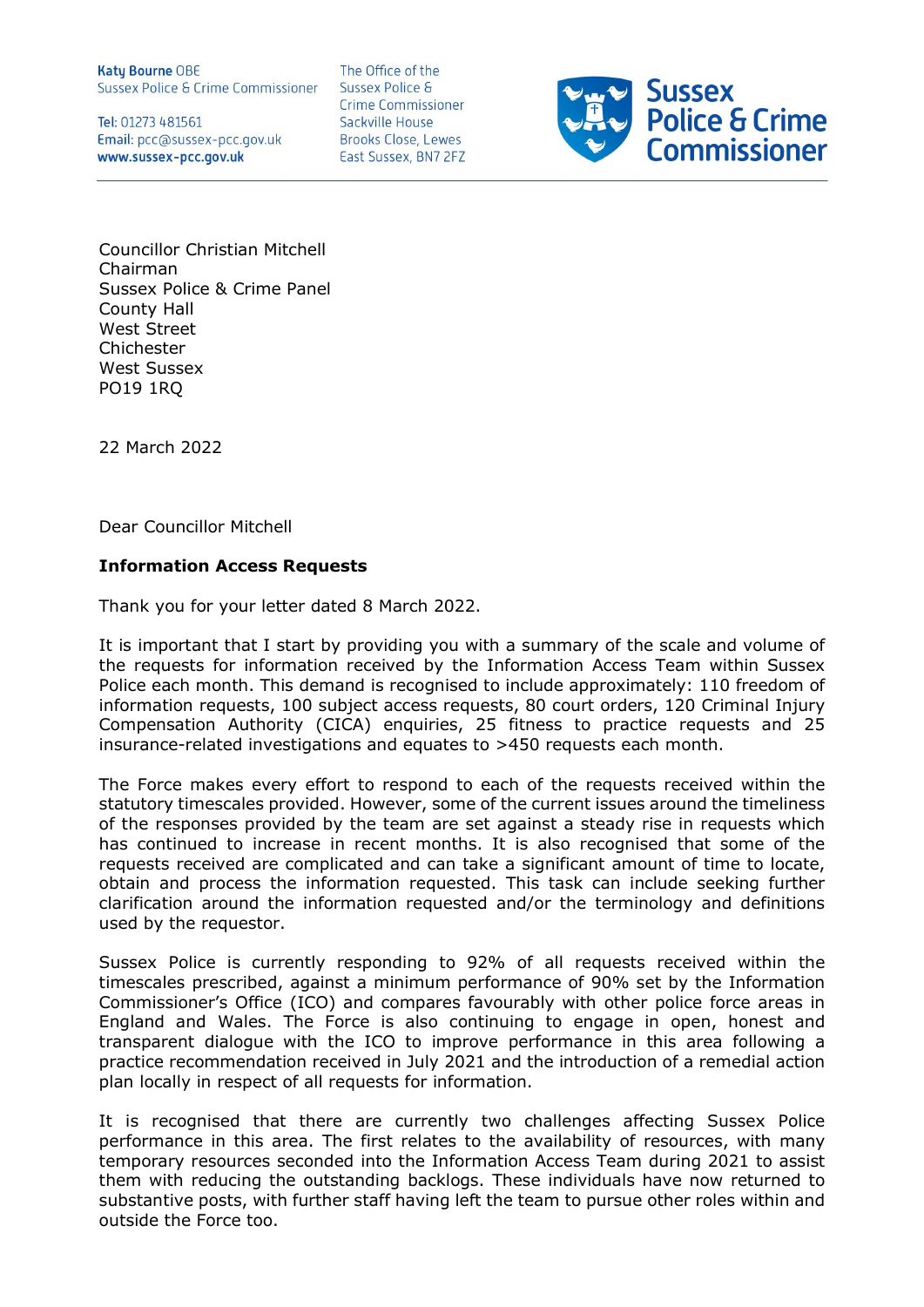Katy Bourne OBE
Sussex Police & Crime Commissioner

Tel: 01273 481561
Email: pcc@sussex-pcc.gov.uk
www.sussex-pcc.gov.uk

The Office of the
Sussex Police &
Crime Commissioner
Sackville House
Brooks Close, Lewes
East Sussex, BN7 2FZ

Sussex Police & Crime Commissioner

Councillor Christian Mitchell
Chairman
Sussex Police & Crime Panel
County Hall
West Street
Chichester
West Sussex
PO19 1RQ

22 March 2022

Dear Councillor Mitchell

**Information Access Requests**

Thank you for your letter dated 8 March 2022.

It is important that I start by providing you with a summary of the scale and volume of the requests for information received by the Information Access Team within Sussex Police each month. This demand is recognised to include approximately: 110 freedom of information requests, 100 subject access requests, 80 court orders, 120 Criminal Injury Compensation Authority (CICA) enquiries, 25 fitness to practice requests and 25 insurance-related investigations and equates to >450 requests each month.

The Force makes every effort to respond to each of the requests received within the statutory timescales provided. However, some of the current issues around the timeliness of the responses provided by the team are set against a steady rise in requests which has continued to increase in recent months. It is also recognised that some of the requests received are complicated and can take a significant amount of time to locate, obtain and process the information requested. This task can include seeking further clarification around the information requested and/or the terminology and definitions used by the requestor.

Sussex Police is currently responding to 92% of all requests received within the timescales prescribed, against a minimum performance of 90% set by the Information Commissioner's Office (ICO) and compares favourably with other police force areas in England and Wales. The Force is also continuing to engage in open, honest and transparent dialogue with the ICO to improve performance in this area following a practice recommendation received in July 2021 and the introduction of a remedial action plan locally in respect of all requests for information.

It is recognised that there are currently two challenges affecting Sussex Police performance in this area. The first relates to the availability of resources, with many temporary resources seconded into the Information Access Team during 2021 to assist them with reducing the outstanding backlogs. These individuals have now returned to substantive posts, with further staff having left the team to pursue other roles within and outside the Force too.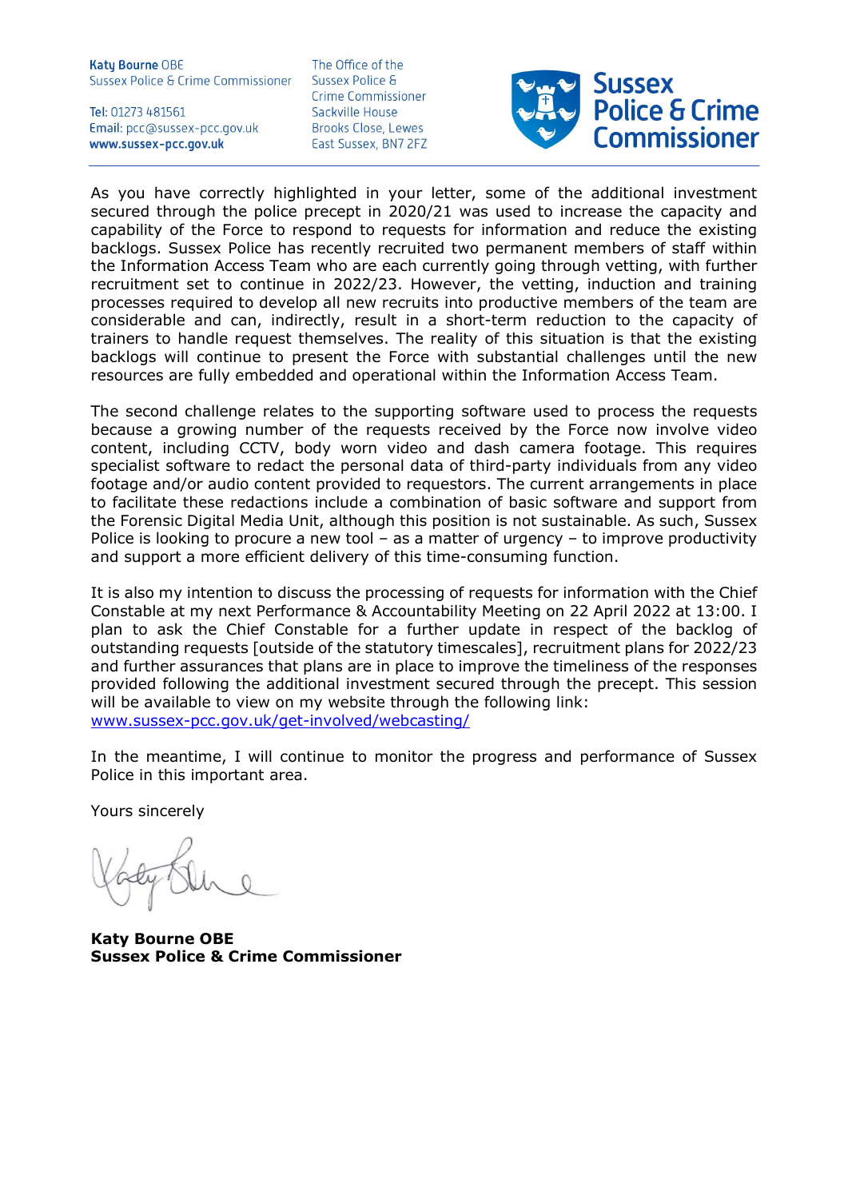Katy Bourne OBE
Sussex Police & Crime Commissioner

Tel: 01273 481561
Email: pcc@sussex-pcc.gov.uk
www.sussex-pcc.gov.uk

The Office of the Sussex Police & Crime Commissioner
Sackville House
Brooks Close, Lewes
East Sussex, BN7 2FZ

Sussex Police & Crime Commissioner

---

As you have correctly highlighted in your letter, some of the additional investment secured through the police precept in 2020/21 was used to increase the capacity and capability of the Force to respond to requests for information and reduce the existing backlogs. Sussex Police has recently recruited two permanent members of staff within the Information Access Team who are each currently going through vetting, with further recruitment set to continue in 2022/23. However, the vetting, induction and training processes required to develop all new recruits into productive members of the team are considerable and can, indirectly, result in a short-term reduction to the capacity of trainers to handle request themselves. The reality of this situation is that the existing backlogs will continue to present the Force with substantial challenges until the new resources are fully embedded and operational within the Information Access Team.

The second challenge relates to the supporting software used to process the requests because a growing number of the requests received by the Force now involve video content, including CCTV, body worn video and dash camera footage. This requires specialist software to redact the personal data of third-party individuals from any video footage and/or audio content provided to requestors. The current arrangements in place to facilitate these redactions include a combination of basic software and support from the Forensic Digital Media Unit, although this position is not sustainable. As such, Sussex Police is looking to procure a new tool – as a matter of urgency – to improve productivity and support a more efficient delivery of this time-consuming function.

It is also my intention to discuss the processing of requests for information with the Chief Constable at my next Performance & Accountability Meeting on 22 April 2022 at 13:00. I plan to ask the Chief Constable for a further update in respect of the backlog of outstanding requests [outside of the statutory timescales], recruitment plans for 2022/23 and further assurances that plans are in place to improve the timeliness of the responses provided following the additional investment secured through the precept. This session will be available to view on my website through the following link:
[www.sussex-pcc.gov.uk/get-involved/webcasting/](www.sussex-pcc.gov.uk/get-involved/webcasting/)

In the meantime, I will continue to monitor the progress and performance of Sussex Police in this important area.

Yours sincerely

**Katy Bourne OBE**
**Sussex Police & Crime Commissioner**